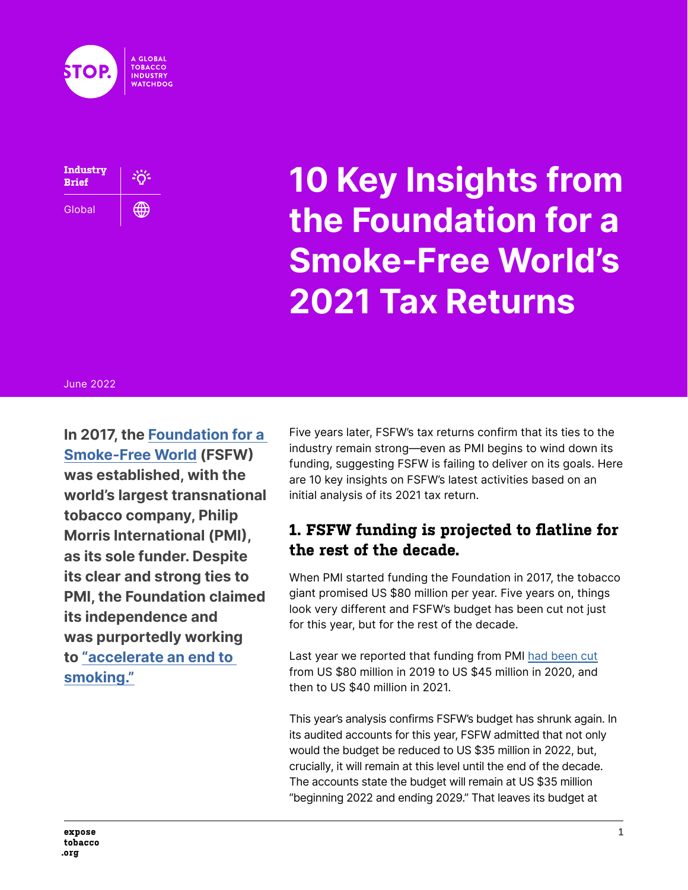STOP. A GLOBAL TOBACCO INDUSTRY WATCHDOG

Industry Brief

Global

# 10 Key Insights from the Foundation for a Smoke-Free World's 2021 Tax Returns

June 2022

**In 2017, the Foundation for a Smoke-Free World (FSFW) was established, with the world's largest transnational tobacco company, Philip Morris International (PMI), as its sole funder. Despite its clear and strong ties to PMI, the Foundation claimed its independence and was purportedly working to "accelerate an end to smoking."**

Five years later, FSFW's tax returns confirm that its ties to the industry remain strong—even as PMI begins to wind down its funding, suggesting FSFW is failing to deliver on its goals. Here are 10 key insights on FSFW's latest activities based on an initial analysis of its 2021 tax return.

## 1. FSFW funding is projected to flatline for the rest of the decade.

When PMI started funding the Foundation in 2017, the tobacco giant promised US $80 million per year. Five years on, things look very different and FSFW's budget has been cut not just for this year, but for the rest of the decade.

Last year we reported that funding from PMI had been cut from US $80 million in 2019 to US $45 million in 2020, and then to US $40 million in 2021.

This year's analysis confirms FSFW's budget has shrunk again. In its audited accounts for this year, FSFW admitted that not only would the budget be reduced to US $35 million in 2022, but, crucially, it will remain at this level until the end of the decade. The accounts state the budget will remain at US $35 million "beginning 2022 and ending 2029." That leaves its budget at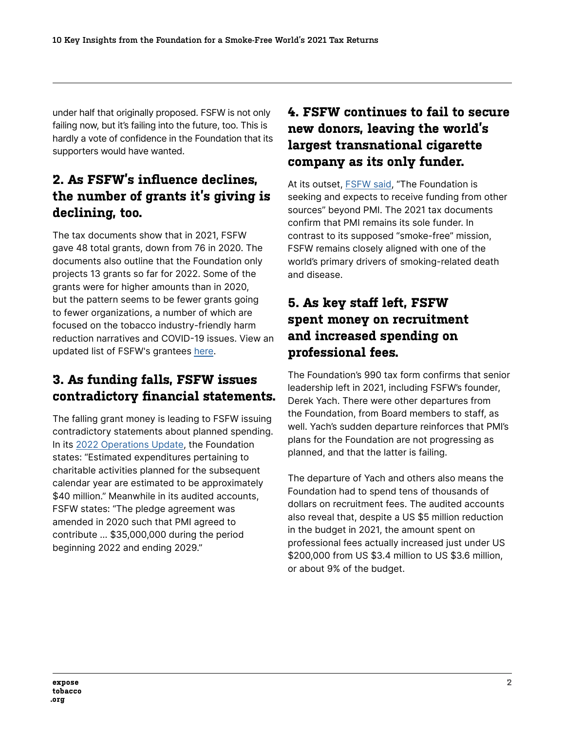under half that originally proposed. FSFW is not only failing now, but it's failing into the future, too. This is hardly a vote of confidence in the Foundation that its supporters would have wanted.

## 2. As FSFW's influence declines, the number of grants it's giving is declining, too.

The tax documents show that in 2021, FSFW gave 48 total grants, down from 76 in 2020. The documents also outline that the Foundation only projects 13 grants so far for 2022. Some of the grants were for higher amounts than in 2020, but the pattern seems to be fewer grants going to fewer organizations, a number of which are focused on the tobacco industry-friendly harm reduction narratives and COVID-19 issues. View an updated list of FSFW's grantees here.

## 3. As funding falls, FSFW issues contradictory financial statements.

The falling grant money is leading to FSFW issuing contradictory statements about planned spending. In its 2022 Operations Update, the Foundation states: "Estimated expenditures pertaining to charitable activities planned for the subsequent calendar year are estimated to be approximately $40 million." Meanwhile in its audited accounts, FSFW states: "The pledge agreement was amended in 2020 such that PMI agreed to contribute … $35,000,000 during the period beginning 2022 and ending 2029."

## 4. FSFW continues to fail to secure new donors, leaving the world's largest transnational cigarette company as its only funder.

At its outset, FSFW said, "The Foundation is seeking and expects to receive funding from other sources" beyond PMI. The 2021 tax documents confirm that PMI remains its sole funder. In contrast to its supposed "smoke-free" mission, FSFW remains closely aligned with one of the world's primary drivers of smoking-related death and disease.

## 5. As key staff left, FSFW spent money on recruitment and increased spending on professional fees.

The Foundation's 990 tax form confirms that senior leadership left in 2021, including FSFW's founder, Derek Yach. There were other departures from the Foundation, from Board members to staff, as well. Yach's sudden departure reinforces that PMI's plans for the Foundation are not progressing as planned, and that the latter is failing.

The departure of Yach and others also means the Foundation had to spend tens of thousands of dollars on recruitment fees. The audited accounts also reveal that, despite a US $5 million reduction in the budget in 2021, the amount spent on professional fees actually increased just under US $200,000 from US $3.4 million to US $3.6 million, or about 9% of the budget.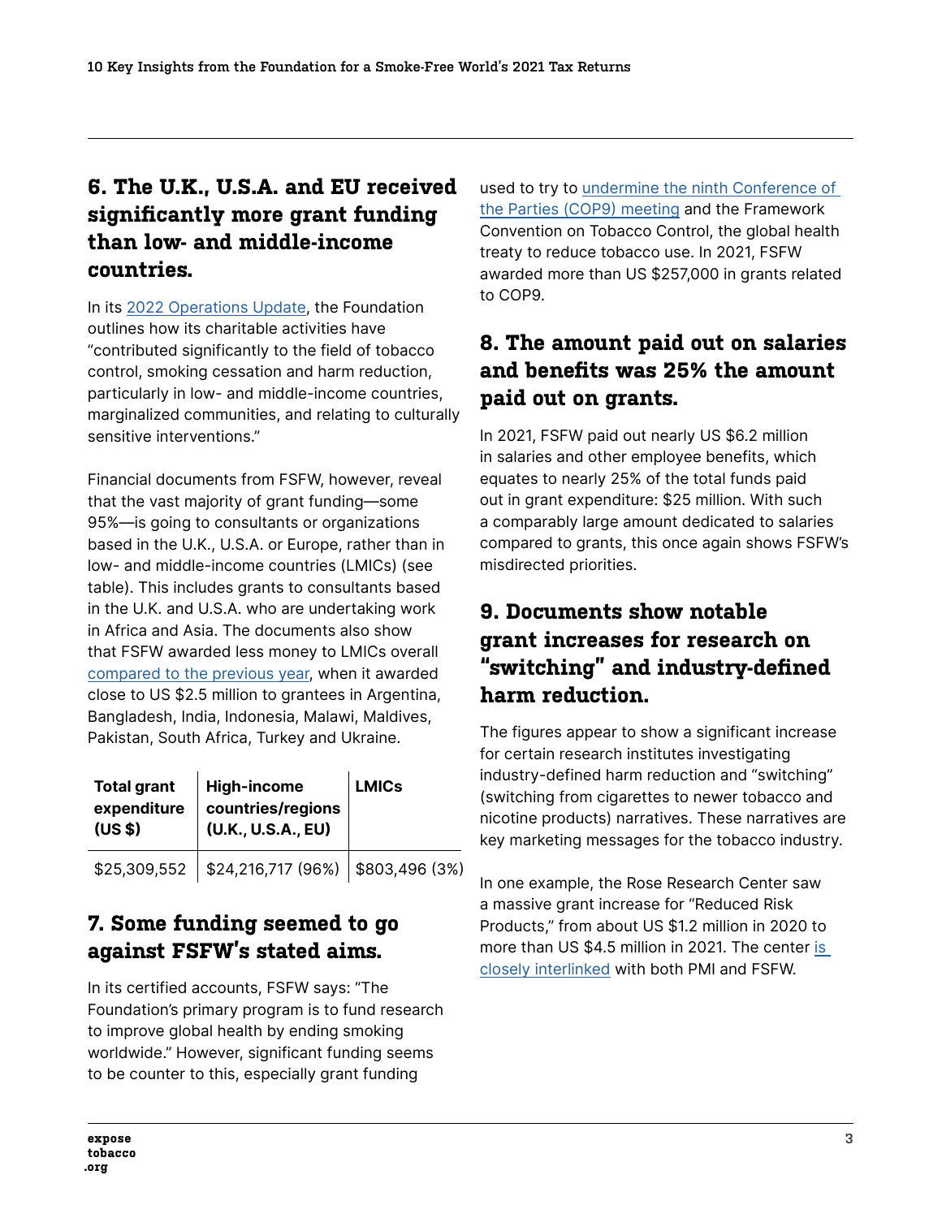## 6. The U.K., U.S.A. and EU received significantly more grant funding than low- and middle-income countries.

In its [2022 Operations Update](), the Foundation outlines how its charitable activities have "contributed significantly to the field of tobacco control, smoking cessation and harm reduction, particularly in low- and middle-income countries, marginalized communities, and relating to culturally sensitive interventions."

Financial documents from FSFW, however, reveal that the vast majority of grant funding—some 95%—is going to consultants or organizations based in the U.K., U.S.A. or Europe, rather than in low- and middle-income countries (LMICs) (see table). This includes grants to consultants based in the U.K. and U.S.A. who are undertaking work in Africa and Asia. The documents also show that FSFW awarded less money to LMICs overall [compared to the previous year](), when it awarded close to US $2.5 million to grantees in Argentina, Bangladesh, India, Indonesia, Malawi, Maldives, Pakistan, South Africa, Turkey and Ukraine.

| Total grant expenditure (US $) | High-income countries/regions (U.K., U.S.A., EU) | LMICs |
|---|---|---|
| $25,309,552 | $24,216,717 (96%) | $803,496 (3%) |

## 7. Some funding seemed to go against FSFW's stated aims.

In its certified accounts, FSFW says: "The Foundation's primary program is to fund research to improve global health by ending smoking worldwide." However, significant funding seems to be counter to this, especially grant funding used to try to [undermine the ninth Conference of the Parties (COP9) meeting]() and the Framework Convention on Tobacco Control, the global health treaty to reduce tobacco use. In 2021, FSFW awarded more than US $257,000 in grants related to COP9.

## 8. The amount paid out on salaries and benefits was 25% the amount paid out on grants.

In 2021, FSFW paid out nearly US $6.2 million in salaries and other employee benefits, which equates to nearly 25% of the total funds paid out in grant expenditure: $25 million. With such a comparably large amount dedicated to salaries compared to grants, this once again shows FSFW's misdirected priorities.

## 9. Documents show notable grant increases for research on "switching" and industry-defined harm reduction.

The figures appear to show a significant increase for certain research institutes investigating industry-defined harm reduction and "switching" (switching from cigarettes to newer tobacco and nicotine products) narratives. These narratives are key marketing messages for the tobacco industry.

In one example, the Rose Research Center saw a massive grant increase for "Reduced Risk Products," from about US $1.2 million in 2020 to more than US $4.5 million in 2021. The center [is closely interlinked]() with both PMI and FSFW.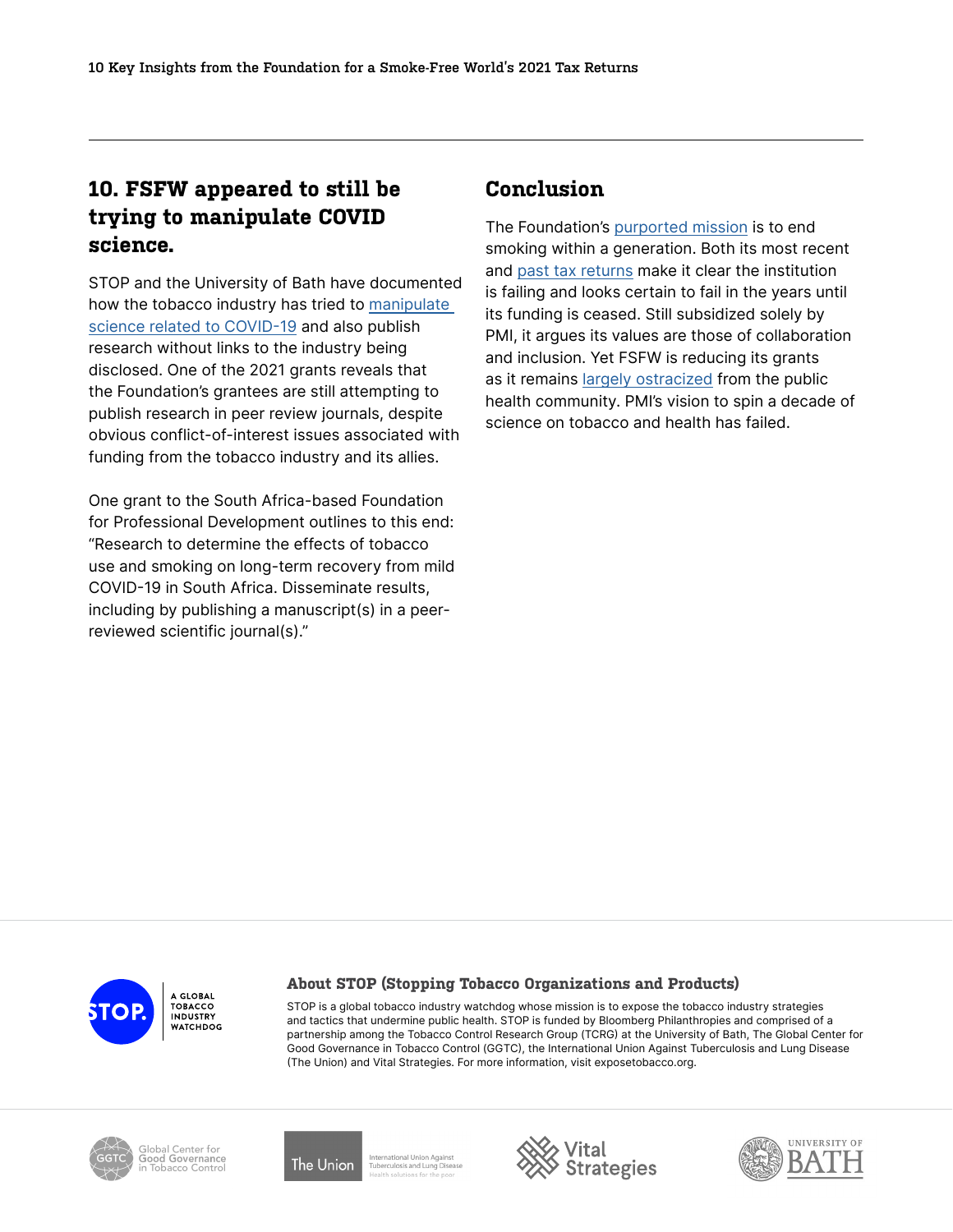## 10. FSFW appeared to still be trying to manipulate COVID science.

STOP and the University of Bath have documented how the tobacco industry has tried to manipulate science related to COVID-19 and also publish research without links to the industry being disclosed. One of the 2021 grants reveals that the Foundation's grantees are still attempting to publish research in peer review journals, despite obvious conflict-of-interest issues associated with funding from the tobacco industry and its allies.

One grant to the South Africa-based Foundation for Professional Development outlines to this end: "Research to determine the effects of tobacco use and smoking on long-term recovery from mild COVID-19 in South Africa. Disseminate results, including by publishing a manuscript(s) in a peer-reviewed scientific journal(s)."

## Conclusion

The Foundation's purported mission is to end smoking within a generation. Both its most recent and past tax returns make it clear the institution is failing and looks certain to fail in the years until its funding is ceased. Still subsidized solely by PMI, it argues its values are those of collaboration and inclusion. Yet FSFW is reducing its grants as it remains largely ostracized from the public health community. PMI's vision to spin a decade of science on tobacco and health has failed.

STOP. A GLOBAL TOBACCO INDUSTRY WATCHDOG

### About STOP (Stopping Tobacco Organizations and Products)

STOP is a global tobacco industry watchdog whose mission is to expose the tobacco industry strategies and tactics that undermine public health. STOP is funded by Bloomberg Philanthropies and comprised of a partnership among the Tobacco Control Research Group (TCRG) at the University of Bath, The Global Center for Good Governance in Tobacco Control (GGTC), the International Union Against Tuberculosis and Lung Disease (The Union) and Vital Strategies. For more information, visit exposetobacco.org.

GGTC Global Center for Good Governance in Tobacco Control

The Union International Union Against Tuberculosis and Lung Disease Health solutions for the poor

Vital Strategies

UNIVERSITY OF BATH